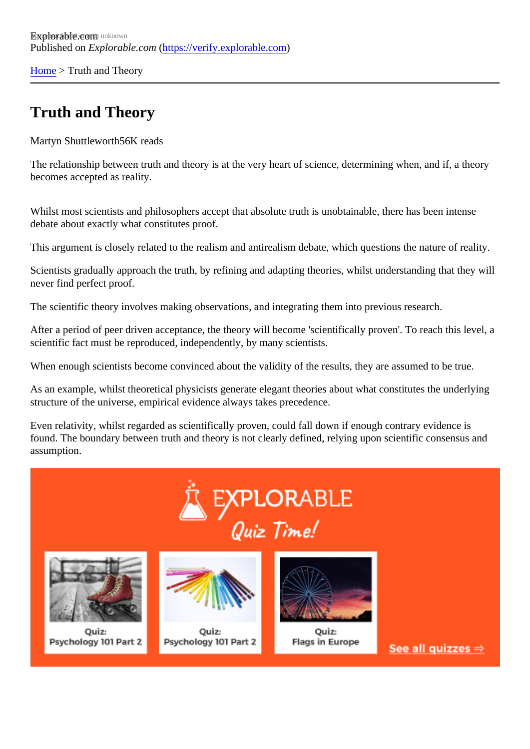Explorable.com
Published on *Explorable.com* (https://verify.explorable.com)

Home > Truth and Theory

# Truth and Theory

Martyn Shuttleworth56K reads

The relationship between truth and theory is at the very heart of science, determining when, and if, a theory becomes accepted as reality.

Whilst most scientists and philosophers accept that absolute truth is unobtainable, there has been intense debate about exactly what constitutes proof.

This argument is closely related to the realism and antirealism debate, which questions the nature of reality.

Scientists gradually approach the truth, by refining and adapting theories, whilst understanding that they will never find perfect proof.

The scientific theory involves making observations, and integrating them into previous research.

After a period of peer driven acceptance, the theory will become 'scientifically proven'. To reach this level, a scientific fact must be reproduced, independently, by many scientists.

When enough scientists become convinced about the validity of the results, they are assumed to be true.

As an example, whilst theoretical physicists generate elegant theories about what constitutes the underlying structure of the universe, empirical evidence always takes precedence.

Even relativity, whilst regarded as scientifically proven, could fall down if enough contrary evidence is found. The boundary between truth and theory is not clearly defined, relying upon scientific consensus and assumption.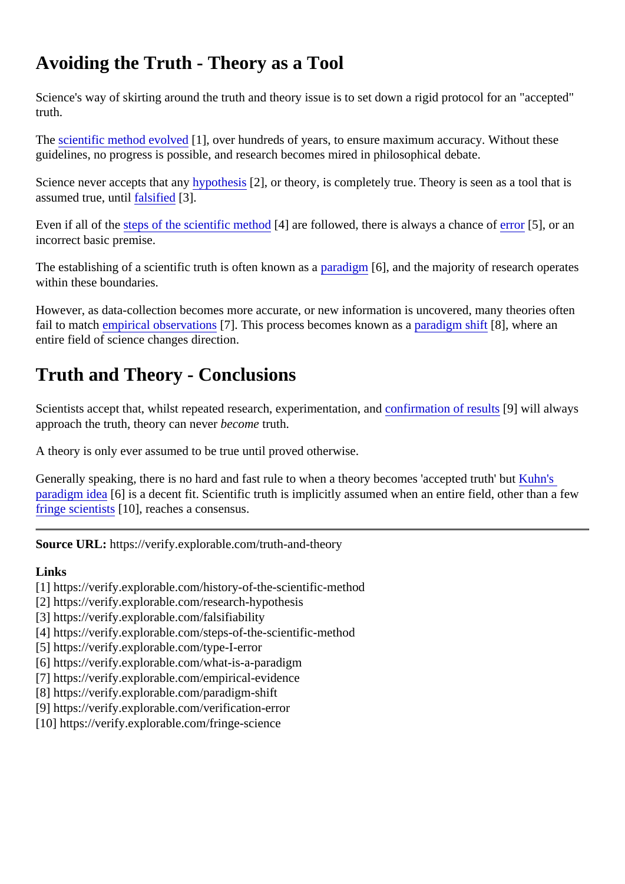## Avoiding the Truth - Theory as a Tool

Science's way of skirting around the truth and theory issue is to set down a rigid protocol for an "accepted" truth.

The scientific method evolved [1], over hundreds of years, to ensure maximum accuracy. Without these guidelines, no progress is possible, and research becomes mired in philosophical debate.

Science never accepts that any hypothesis [2], or theory, is completely true. Theory is seen as a tool that is assumed true, until falsified [3].

Even if all of the steps of the scientific method [4] are followed, there is always a chance of error [5], or an incorrect basic premise.

The establishing of a scientific truth is often known as a paradigm [6], and the majority of research operates within these boundaries.

However, as data-collection becomes more accurate, or new information is uncovered, many theories often fail to match empirical observations [7]. This process becomes known as a paradigm shift [8], where an entire field of science changes direction.

## Truth and Theory - Conclusions

Scientists accept that, whilst repeated research, experimentation, and confirmation of results [9] will always approach the truth, theory can never *become* truth.

A theory is only ever assumed to be true until proved otherwise.

Generally speaking, there is no hard and fast rule to when a theory becomes 'accepted truth' but Kuhn's paradigm idea [6] is a decent fit. Scientific truth is implicitly assumed when an entire field, other than a few fringe scientists [10], reaches a consensus.

---

**Source URL:** https://verify.explorable.com/truth-and-theory

**Links**
[1] https://verify.explorable.com/history-of-the-scientific-method
[2] https://verify.explorable.com/research-hypothesis
[3] https://verify.explorable.com/falsifiability
[4] https://verify.explorable.com/steps-of-the-scientific-method
[5] https://verify.explorable.com/type-I-error
[6] https://verify.explorable.com/what-is-a-paradigm
[7] https://verify.explorable.com/empirical-evidence
[8] https://verify.explorable.com/paradigm-shift
[9] https://verify.explorable.com/verification-error
[10] https://verify.explorable.com/fringe-science